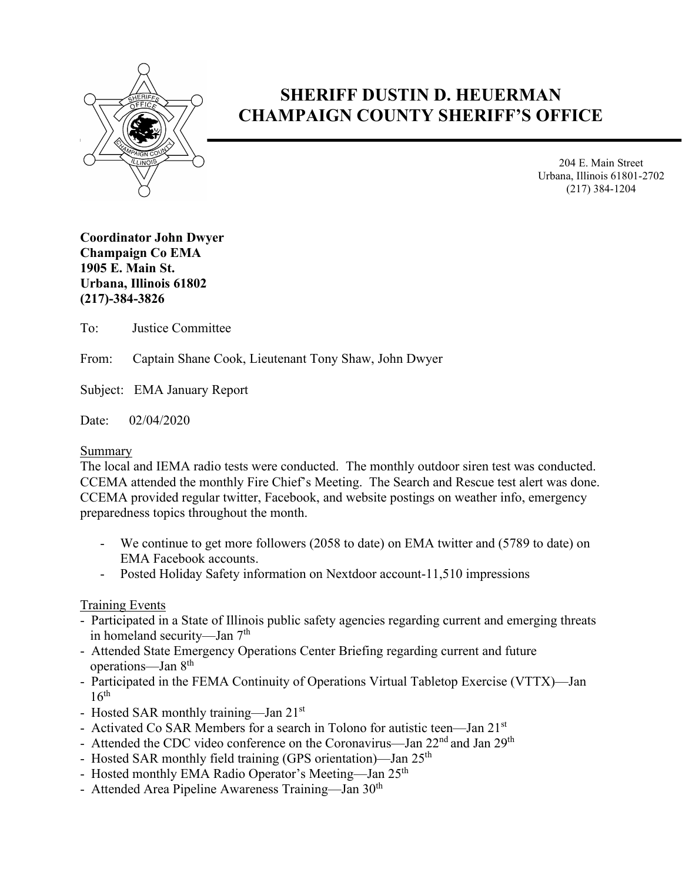# SHERIFF DUSTIN D. HEUERMAN
# CHAMPAIGN COUNTY SHERIFF'S OFFICE

204 E. Main Street
Urbana, Illinois 61801-2702
(217) 384-1204

**Coordinator John Dwyer**
**Champaign Co EMA**
**1905 E. Main St.**
**Urbana, Illinois 61802**
**(217)-384-3826**

To: Justice Committee

From: Captain Shane Cook, Lieutenant Tony Shaw, John Dwyer

Subject: EMA January Report

Date: 02/04/2020

<u>Summary</u>

The local and IEMA radio tests were conducted. The monthly outdoor siren test was conducted. CCEMA attended the monthly Fire Chief's Meeting. The Search and Rescue test alert was done. CCEMA provided regular twitter, Facebook, and website postings on weather info, emergency preparedness topics throughout the month.

- We continue to get more followers (2058 to date) on EMA twitter and (5789 to date) on EMA Facebook accounts.
- Posted Holiday Safety information on Nextdoor account-11,510 impressions

<u>Training Events</u>

- Participated in a State of Illinois public safety agencies regarding current and emerging threats in homeland security—Jan 7th
- Attended State Emergency Operations Center Briefing regarding current and future operations—Jan 8th
- Participated in the FEMA Continuity of Operations Virtual Tabletop Exercise (VTTX)—Jan 16th
- Hosted SAR monthly training—Jan 21st
- Activated Co SAR Members for a search in Tolono for autistic teen—Jan 21st
- Attended the CDC video conference on the Coronavirus—Jan 22nd and Jan 29th
- Hosted SAR monthly field training (GPS orientation)—Jan 25th
- Hosted monthly EMA Radio Operator's Meeting—Jan 25th
- Attended Area Pipeline Awareness Training—Jan 30th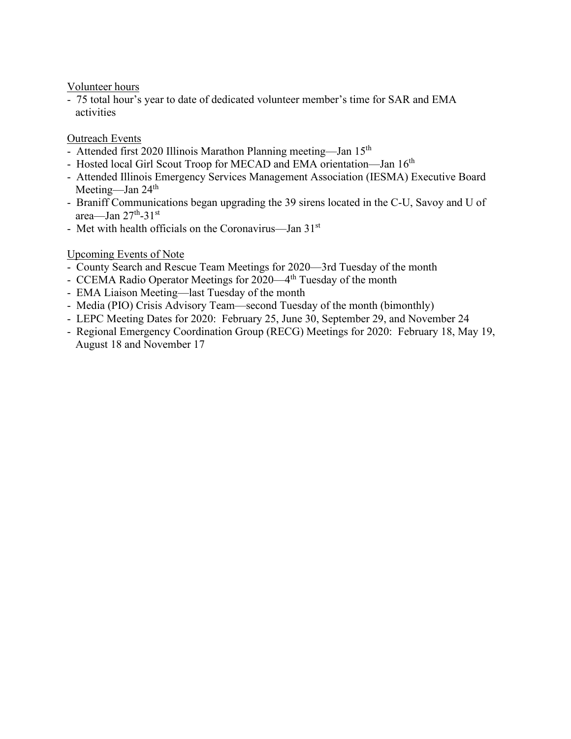Volunteer hours

- 75 total hour's year to date of dedicated volunteer member's time for SAR and EMA activities

Outreach Events

- Attended first 2020 Illinois Marathon Planning meeting—Jan 15th
- Hosted local Girl Scout Troop for MECAD and EMA orientation—Jan 16th
- Attended Illinois Emergency Services Management Association (IESMA) Executive Board Meeting—Jan 24th
- Braniff Communications began upgrading the 39 sirens located in the C-U, Savoy and U of area—Jan 27th-31st
- Met with health officials on the Coronavirus—Jan 31st

Upcoming Events of Note

- County Search and Rescue Team Meetings for 2020—3rd Tuesday of the month
- CCEMA Radio Operator Meetings for 2020—4th Tuesday of the month
- EMA Liaison Meeting—last Tuesday of the month
- Media (PIO) Crisis Advisory Team—second Tuesday of the month (bimonthly)
- LEPC Meeting Dates for 2020: February 25, June 30, September 29, and November 24
- Regional Emergency Coordination Group (RECG) Meetings for 2020: February 18, May 19, August 18 and November 17